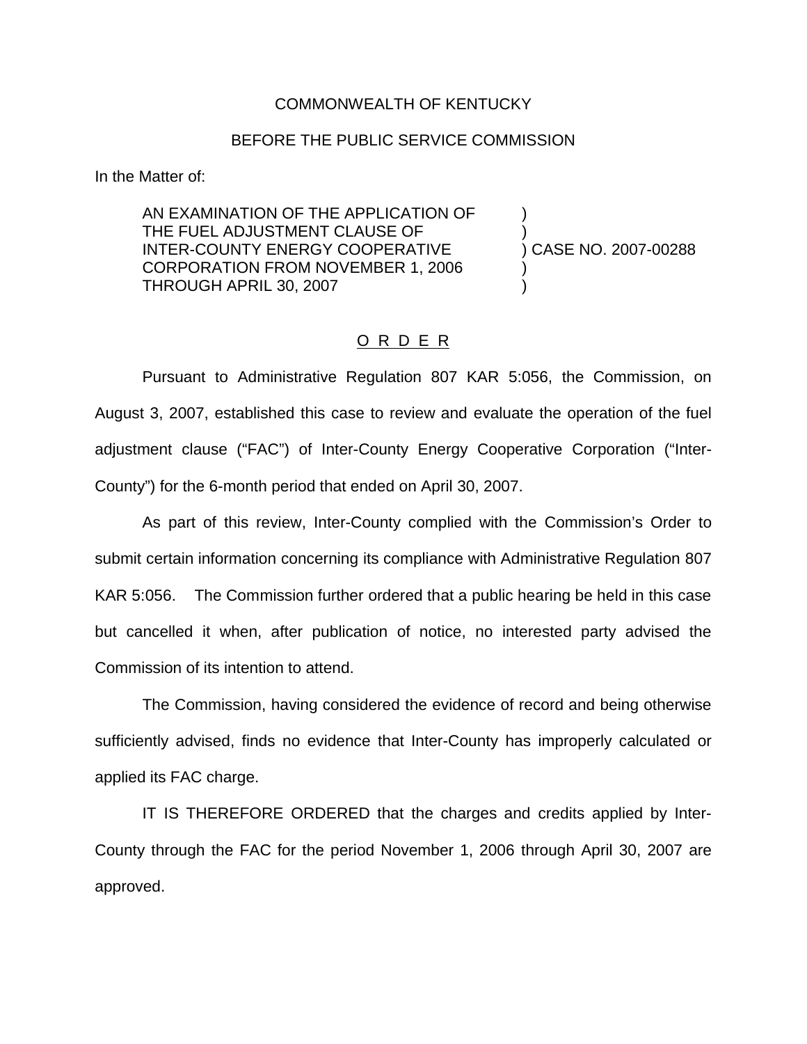COMMONWEALTH OF KENTUCKY

BEFORE THE PUBLIC SERVICE COMMISSION

In the Matter of:

| | | |
|---|---|---|
| AN EXAMINATION OF THE APPLICATION OF THE FUEL ADJUSTMENT CLAUSE OF INTER-COUNTY ENERGY COOPERATIVE CORPORATION FROM NOVEMBER 1, 2006 THROUGH APRIL 30, 2007 | ) | CASE NO. 2007-00288 |

O R D E R

Pursuant to Administrative Regulation 807 KAR 5:056, the Commission, on August 3, 2007, established this case to review and evaluate the operation of the fuel adjustment clause ("FAC") of Inter-County Energy Cooperative Corporation ("Inter-County") for the 6-month period that ended on April 30, 2007.

As part of this review, Inter-County complied with the Commission's Order to submit certain information concerning its compliance with Administrative Regulation 807 KAR 5:056. The Commission further ordered that a public hearing be held in this case but cancelled it when, after publication of notice, no interested party advised the Commission of its intention to attend.

The Commission, having considered the evidence of record and being otherwise sufficiently advised, finds no evidence that Inter-County has improperly calculated or applied its FAC charge.

IT IS THEREFORE ORDERED that the charges and credits applied by Inter-County through the FAC for the period November 1, 2006 through April 30, 2007 are approved.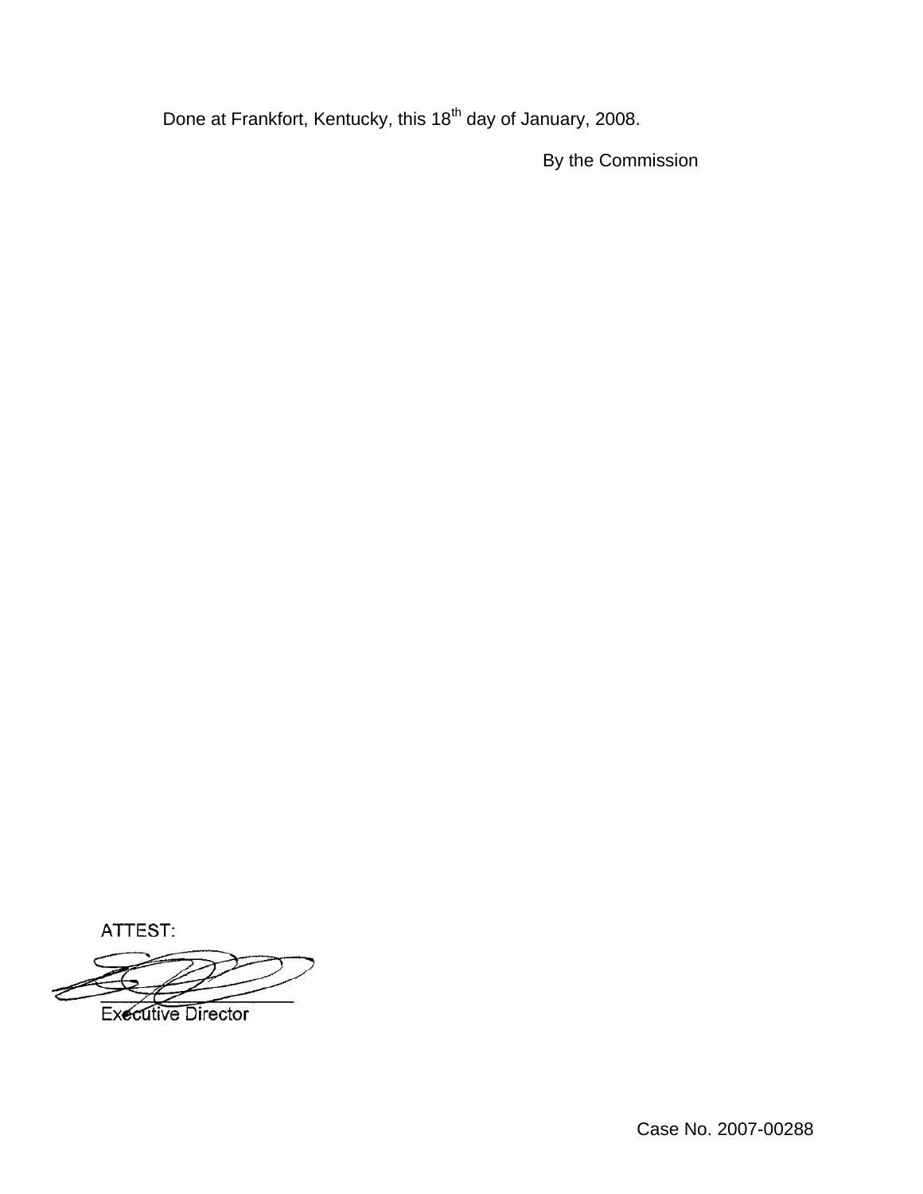Done at Frankfort, Kentucky, this 18th day of January, 2008.

By the Commission

ATTEST:

Executive Director

Case No. 2007-00288